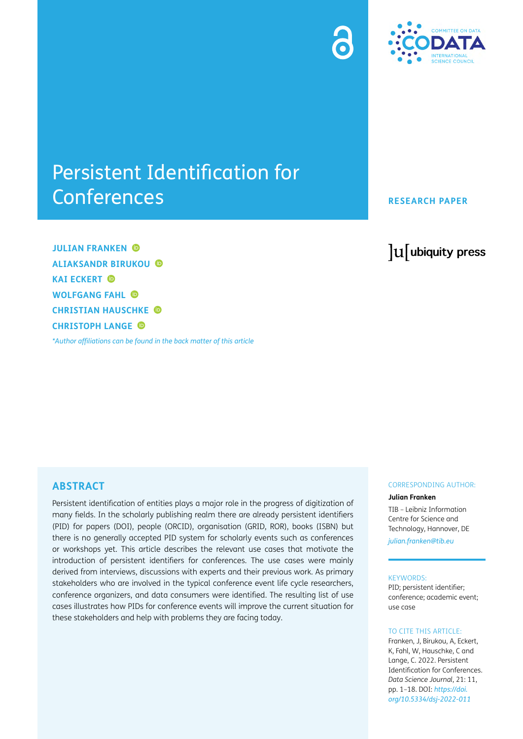# Persistent Identification for Conferences

RESEARCH PAPER

JULIAN FRANKEN
ALIAKSANDR BIRUKOU
KAI ECKERT
WOLFGANG FAHL
CHRISTIAN HAUSCHKE
CHRISTOPH LANGE

*Author affiliations can be found in the back matter of this article*

## ABSTRACT

Persistent identification of entities plays a major role in the progress of digitization of many fields. In the scholarly publishing realm there are already persistent identifiers (PID) for papers (DOI), people (ORCID), organisation (GRID, ROR), books (ISBN) but there is no generally accepted PID system for scholarly events such as conferences or workshops yet. This article describes the relevant use cases that motivate the introduction of persistent identifiers for conferences. The use cases were mainly derived from interviews, discussions with experts and their previous work. As primary stakeholders who are involved in the typical conference event life cycle researchers, conference organizers, and data consumers were identified. The resulting list of use cases illustrates how PIDs for conference events will improve the current situation for these stakeholders and help with problems they are facing today.

CORRESPONDING AUTHOR:

**Julian Franken**

TIB – Leibniz Information Centre for Science and Technology, Hannover, DE

*julian.franken@tib.eu*

KEYWORDS:

PID; persistent identifier; conference; academic event; use case

TO CITE THIS ARTICLE:

Franken, J, Birukou, A, Eckert, K, Fahl, W, Hauschke, C and Lange, C. 2022. Persistent Identification for Conferences. *Data Science Journal*, 21: 11, pp. 1–18. DOI: *https://doi.org/10.5334/dsj-2022-011*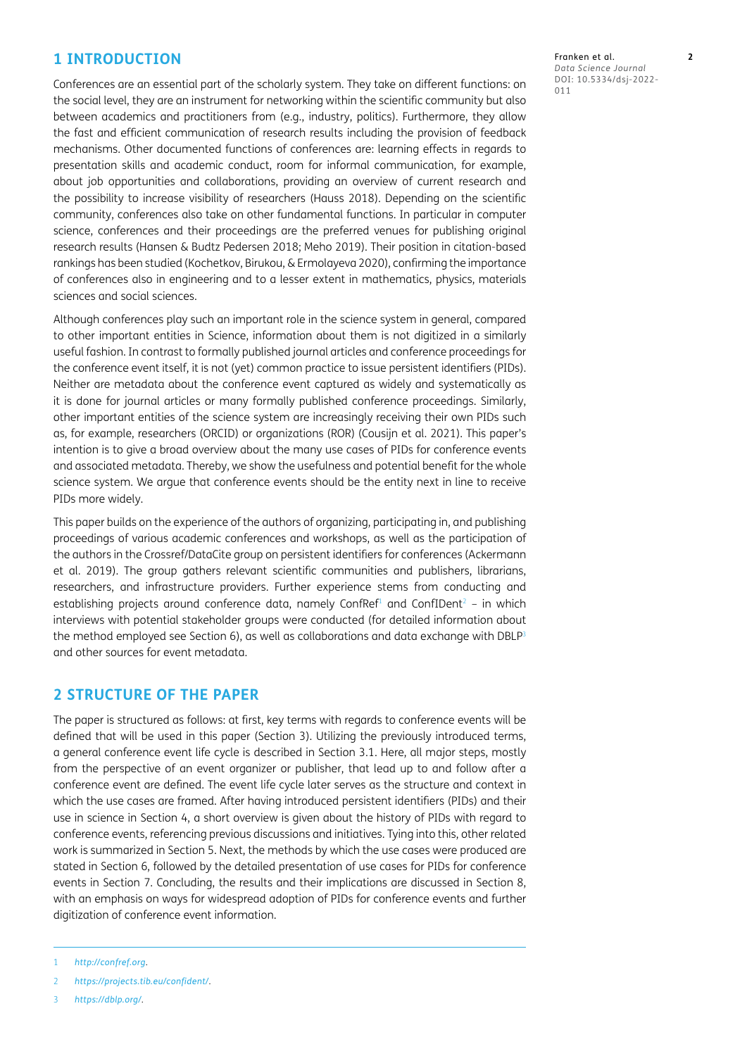## 1 INTRODUCTION

Conferences are an essential part of the scholarly system. They take on different functions: on the social level, they are an instrument for networking within the scientific community but also between academics and practitioners from (e.g., industry, politics). Furthermore, they allow the fast and efficient communication of research results including the provision of feedback mechanisms. Other documented functions of conferences are: learning effects in regards to presentation skills and academic conduct, room for informal communication, for example, about job opportunities and collaborations, providing an overview of current research and the possibility to increase visibility of researchers (Hauss 2018). Depending on the scientific community, conferences also take on other fundamental functions. In particular in computer science, conferences and their proceedings are the preferred venues for publishing original research results (Hansen & Budtz Pedersen 2018; Meho 2019). Their position in citation-based rankings has been studied (Kochetkov, Birukou, & Ermolayeva 2020), confirming the importance of conferences also in engineering and to a lesser extent in mathematics, physics, materials sciences and social sciences.

Although conferences play such an important role in the science system in general, compared to other important entities in Science, information about them is not digitized in a similarly useful fashion. In contrast to formally published journal articles and conference proceedings for the conference event itself, it is not (yet) common practice to issue persistent identifiers (PIDs). Neither are metadata about the conference event captured as widely and systematically as it is done for journal articles or many formally published conference proceedings. Similarly, other important entities of the science system are increasingly receiving their own PIDs such as, for example, researchers (ORCID) or organizations (ROR) (Cousijn et al. 2021). This paper's intention is to give a broad overview about the many use cases of PIDs for conference events and associated metadata. Thereby, we show the usefulness and potential benefit for the whole science system. We argue that conference events should be the entity next in line to receive PIDs more widely.

This paper builds on the experience of the authors of organizing, participating in, and publishing proceedings of various academic conferences and workshops, as well as the participation of the authors in the Crossref/DataCite group on persistent identifiers for conferences (Ackermann et al. 2019). The group gathers relevant scientific communities and publishers, librarians, researchers, and infrastructure providers. Further experience stems from conducting and establishing projects around conference data, namely ConfRef[1] and ConfIDent[2] – in which interviews with potential stakeholder groups were conducted (for detailed information about the method employed see Section 6), as well as collaborations and data exchange with DBLP[3] and other sources for event metadata.

## 2 STRUCTURE OF THE PAPER

The paper is structured as follows: at first, key terms with regards to conference events will be defined that will be used in this paper (Section 3). Utilizing the previously introduced terms, a general conference event life cycle is described in Section 3.1. Here, all major steps, mostly from the perspective of an event organizer or publisher, that lead up to and follow after a conference event are defined. The event life cycle later serves as the structure and context in which the use cases are framed. After having introduced persistent identifiers (PIDs) and their use in science in Section 4, a short overview is given about the history of PIDs with regard to conference events, referencing previous discussions and initiatives. Tying into this, other related work is summarized in Section 5. Next, the methods by which the use cases were produced are stated in Section 6, followed by the detailed presentation of use cases for PIDs for conference events in Section 7. Concluding, the results and their implications are discussed in Section 8, with an emphasis on ways for widespread adoption of PIDs for conference events and further digitization of conference event information.

---

1 *http://confref.org*.

2 *https://projects.tib.eu/confident/*.

3 *https://dblp.org/*.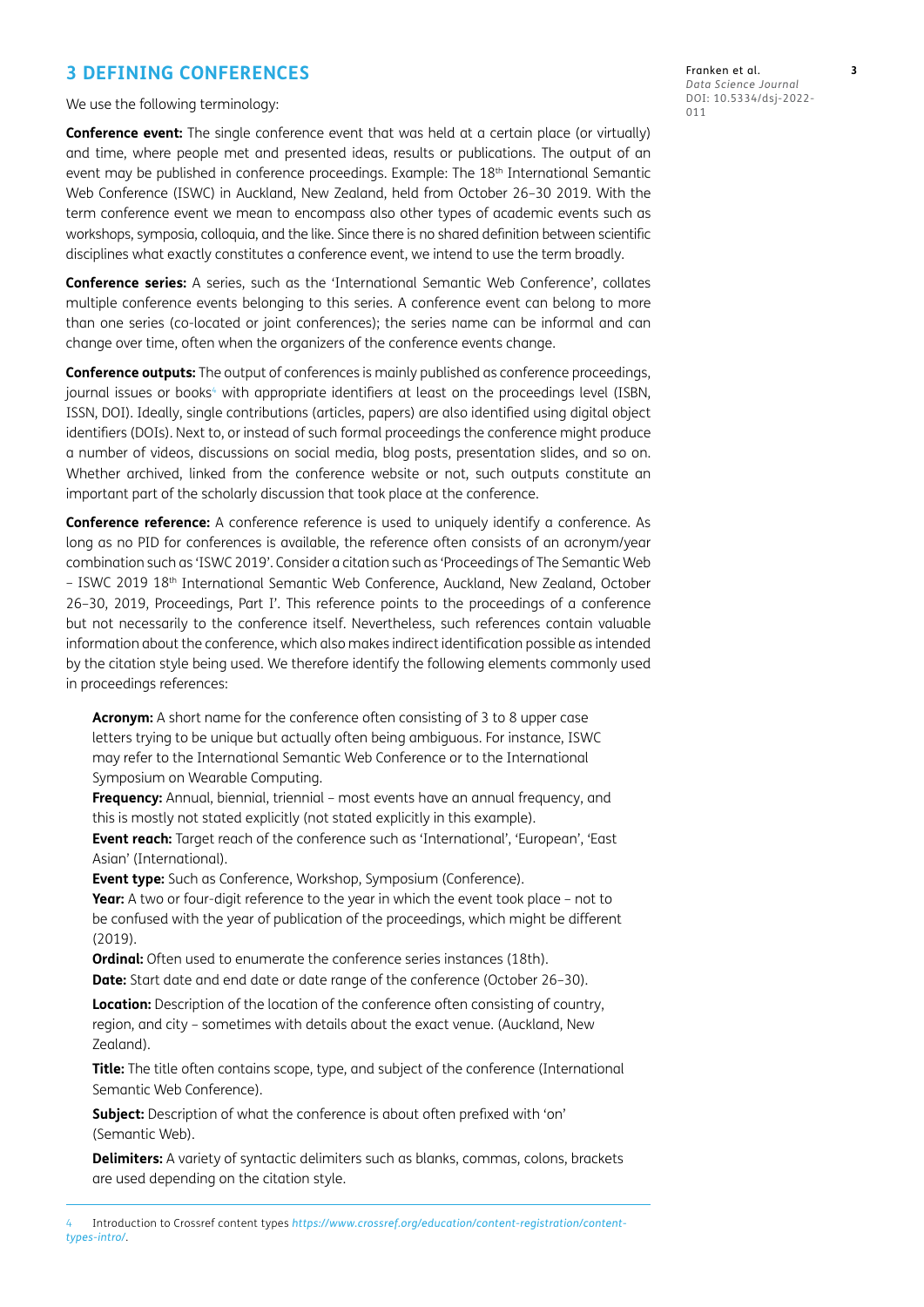## 3 DEFINING CONFERENCES

We use the following terminology:

**Conference event:** The single conference event that was held at a certain place (or virtually) and time, where people met and presented ideas, results or publications. The output of an event may be published in conference proceedings. Example: The 18th International Semantic Web Conference (ISWC) in Auckland, New Zealand, held from October 26–30 2019. With the term conference event we mean to encompass also other types of academic events such as workshops, symposia, colloquia, and the like. Since there is no shared definition between scientific disciplines what exactly constitutes a conference event, we intend to use the term broadly.

**Conference series:** A series, such as the 'International Semantic Web Conference', collates multiple conference events belonging to this series. A conference event can belong to more than one series (co-located or joint conferences); the series name can be informal and can change over time, often when the organizers of the conference events change.

**Conference outputs:** The output of conferences is mainly published as conference proceedings, journal issues or books[4] with appropriate identifiers at least on the proceedings level (ISBN, ISSN, DOI). Ideally, single contributions (articles, papers) are also identified using digital object identifiers (DOIs). Next to, or instead of such formal proceedings the conference might produce a number of videos, discussions on social media, blog posts, presentation slides, and so on. Whether archived, linked from the conference website or not, such outputs constitute an important part of the scholarly discussion that took place at the conference.

**Conference reference:** A conference reference is used to uniquely identify a conference. As long as no PID for conferences is available, the reference often consists of an acronym/year combination such as 'ISWC 2019'. Consider a citation such as 'Proceedings of The Semantic Web – ISWC 2019 18th International Semantic Web Conference, Auckland, New Zealand, October 26–30, 2019, Proceedings, Part I'. This reference points to the proceedings of a conference but not necessarily to the conference itself. Nevertheless, such references contain valuable information about the conference, which also makes indirect identification possible as intended by the citation style being used. We therefore identify the following elements commonly used in proceedings references:

**Acronym:** A short name for the conference often consisting of 3 to 8 upper case letters trying to be unique but actually often being ambiguous. For instance, ISWC may refer to the International Semantic Web Conference or to the International Symposium on Wearable Computing.

**Frequency:** Annual, biennial, triennial – most events have an annual frequency, and this is mostly not stated explicitly (not stated explicitly in this example).

**Event reach:** Target reach of the conference such as 'International', 'European', 'East Asian' (International).

**Event type:** Such as Conference, Workshop, Symposium (Conference).

**Year:** A two or four-digit reference to the year in which the event took place – not to be confused with the year of publication of the proceedings, which might be different (2019).

**Ordinal:** Often used to enumerate the conference series instances (18th).

**Date:** Start date and end date or date range of the conference (October 26–30).

**Location:** Description of the location of the conference often consisting of country, region, and city – sometimes with details about the exact venue. (Auckland, New Zealand).

**Title:** The title often contains scope, type, and subject of the conference (International Semantic Web Conference).

**Subject:** Description of what the conference is about often prefixed with 'on' (Semantic Web).

**Delimiters:** A variety of syntactic delimiters such as blanks, commas, colons, brackets are used depending on the citation style.

---

4 Introduction to Crossref content types *https://www.crossref.org/education/content-registration/content-types-intro/*.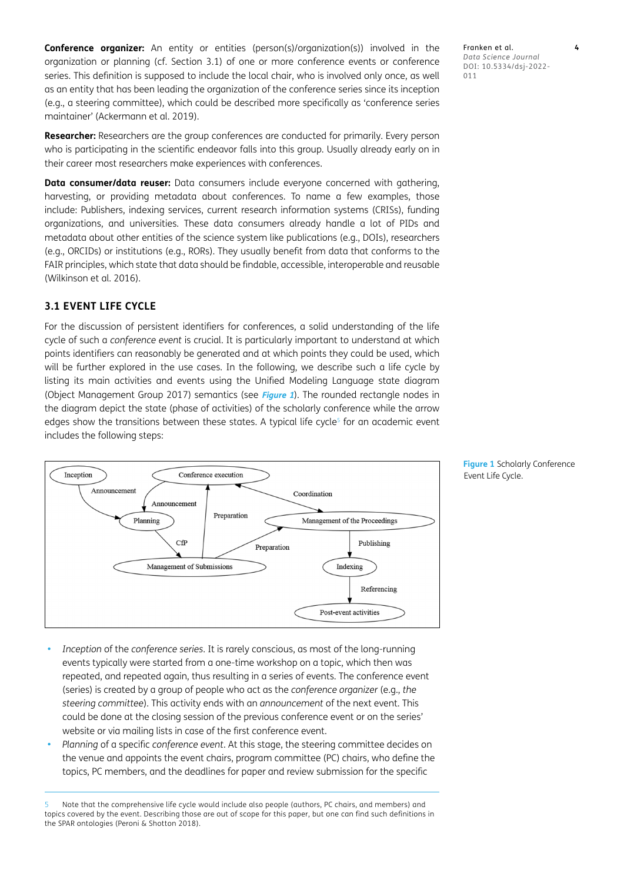**Conference organizer:** An entity or entities (person(s)/organization(s)) involved in the organization or planning (cf. Section 3.1) of one or more conference events or conference series. This definition is supposed to include the local chair, who is involved only once, as well as an entity that has been leading the organization of the conference series since its inception (e.g., a steering committee), which could be described more specifically as 'conference series maintainer' (Ackermann et al. 2019).

**Researcher:** Researchers are the group conferences are conducted for primarily. Every person who is participating in the scientific endeavor falls into this group. Usually already early on in their career most researchers make experiences with conferences.

**Data consumer/data reuser:** Data consumers include everyone concerned with gathering, harvesting, or providing metadata about conferences. To name a few examples, those include: Publishers, indexing services, current research information systems (CRISs), funding organizations, and universities. These data consumers already handle a lot of PIDs and metadata about other entities of the science system like publications (e.g., DOIs), researchers (e.g., ORCIDs) or institutions (e.g., RORs). They usually benefit from data that conforms to the FAIR principles, which state that data should be findable, accessible, interoperable and reusable (Wilkinson et al. 2016).

### 3.1 EVENT LIFE CYCLE

For the discussion of persistent identifiers for conferences, a solid understanding of the life cycle of such a *conference event* is crucial. It is particularly important to understand at which points identifiers can reasonably be generated and at which points they could be used, which will be further explored in the use cases. In the following, we describe such a life cycle by listing its main activities and events using the Unified Modeling Language state diagram (Object Management Group 2017) semantics (see ***Figure 1***). The rounded rectangle nodes in the diagram depict the state (phase of activities) of the scholarly conference while the arrow edges show the transitions between these states. A typical life cycle[5] for an academic event includes the following steps:

**Figure 1** Scholarly Conference Event Life Cycle.

- *Inception* of the *conference series*. It is rarely conscious, as most of the long-running events typically were started from a one-time workshop on a topic, which then was repeated, and repeated again, thus resulting in a series of events. The conference event (series) is created by a group of people who act as the *conference organizer* (e.g., *the steering committee*). This activity ends with an *announcement* of the next event. This could be done at the closing session of the previous conference event or on the series' website or via mailing lists in case of the first conference event.
- *Planning* of a specific *conference event*. At this stage, the steering committee decides on the venue and appoints the event chairs, program committee (PC) chairs, who define the topics, PC members, and the deadlines for paper and review submission for the specific

5 Note that the comprehensive life cycle would include also people (authors, PC chairs, and members) and topics covered by the event. Describing those are out of scope for this paper, but one can find such definitions in the SPAR ontologies (Peroni & Shotton 2018).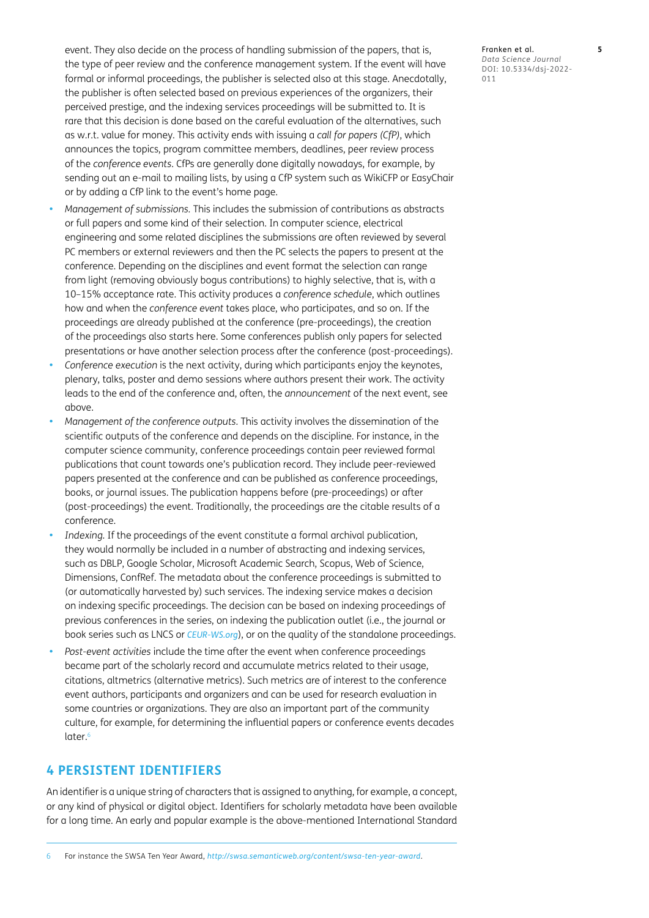event. They also decide on the process of handling submission of the papers, that is, the type of peer review and the conference management system. If the event will have formal or informal proceedings, the publisher is selected also at this stage. Anecdotally, the publisher is often selected based on previous experiences of the organizers, their perceived prestige, and the indexing services proceedings will be submitted to. It is rare that this decision is done based on the careful evaluation of the alternatives, such as w.r.t. value for money. This activity ends with issuing a *call for papers (CfP)*, which announces the topics, program committee members, deadlines, peer review process of the *conference events*. CfPs are generally done digitally nowadays, for example, by sending out an e-mail to mailing lists, by using a CfP system such as WikiCFP or EasyChair or by adding a CfP link to the event's home page.

- *Management of submissions.* This includes the submission of contributions as abstracts or full papers and some kind of their selection. In computer science, electrical engineering and some related disciplines the submissions are often reviewed by several PC members or external reviewers and then the PC selects the papers to present at the conference. Depending on the disciplines and event format the selection can range from light (removing obviously bogus contributions) to highly selective, that is, with a 10–15% acceptance rate. This activity produces a *conference schedule*, which outlines how and when the *conference event* takes place, who participates, and so on. If the proceedings are already published at the conference (pre-proceedings), the creation of the proceedings also starts here. Some conferences publish only papers for selected presentations or have another selection process after the conference (post-proceedings).
- *Conference execution* is the next activity, during which participants enjoy the keynotes, plenary, talks, poster and demo sessions where authors present their work. The activity leads to the end of the conference and, often, the *announcement* of the next event, see above.
- *Management of the conference outputs*. This activity involves the dissemination of the scientific outputs of the conference and depends on the discipline. For instance, in the computer science community, conference proceedings contain peer reviewed formal publications that count towards one's publication record. They include peer-reviewed papers presented at the conference and can be published as conference proceedings, books, or journal issues. The publication happens before (pre-proceedings) or after (post-proceedings) the event. Traditionally, the proceedings are the citable results of a conference.
- *Indexing.* If the proceedings of the event constitute a formal archival publication, they would normally be included in a number of abstracting and indexing services, such as DBLP, Google Scholar, Microsoft Academic Search, Scopus, Web of Science, Dimensions, ConfRef. The metadata about the conference proceedings is submitted to (or automatically harvested by) such services. The indexing service makes a decision on indexing specific proceedings. The decision can be based on indexing proceedings of previous conferences in the series, on indexing the publication outlet (i.e., the journal or book series such as LNCS or *CEUR-WS.org*), or on the quality of the standalone proceedings.
- *Post-event activities* include the time after the event when conference proceedings became part of the scholarly record and accumulate metrics related to their usage, citations, altmetrics (alternative metrics). Such metrics are of interest to the conference event authors, participants and organizers and can be used for research evaluation in some countries or organizations. They are also an important part of the community culture, for example, for determining the influential papers or conference events decades later.[6]

## 4 PERSISTENT IDENTIFIERS

An identifier is a unique string of characters that is assigned to anything, for example, a concept, or any kind of physical or digital object. Identifiers for scholarly metadata have been available for a long time. An early and popular example is the above-mentioned International Standard

---

[6] For instance the SWSA Ten Year Award, *http://swsa.semanticweb.org/content/swsa-ten-year-award*.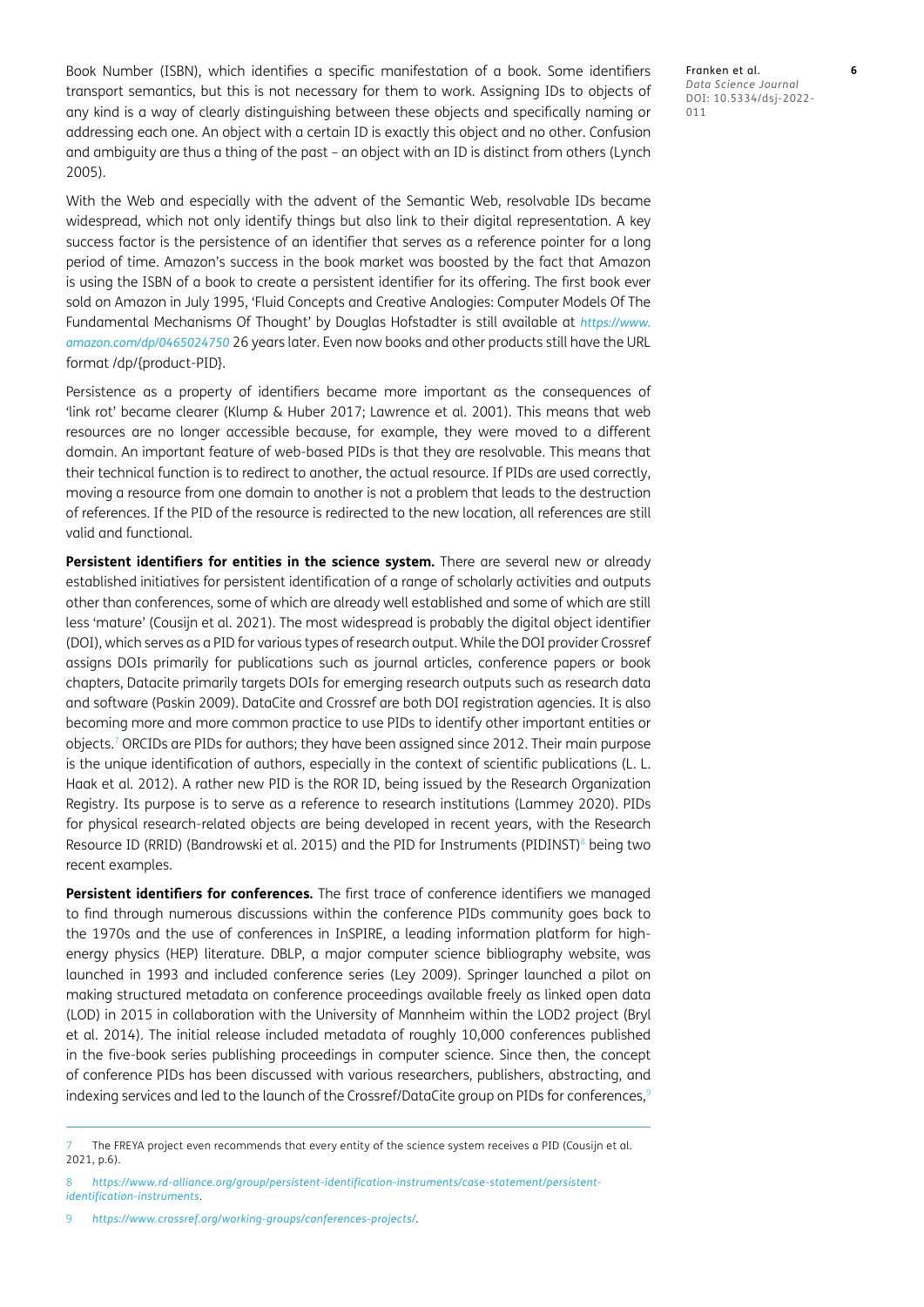Book Number (ISBN), which identifies a specific manifestation of a book. Some identifiers transport semantics, but this is not necessary for them to work. Assigning IDs to objects of any kind is a way of clearly distinguishing between these objects and specifically naming or addressing each one. An object with a certain ID is exactly this object and no other. Confusion and ambiguity are thus a thing of the past – an object with an ID is distinct from others (Lynch 2005).

With the Web and especially with the advent of the Semantic Web, resolvable IDs became widespread, which not only identify things but also link to their digital representation. A key success factor is the persistence of an identifier that serves as a reference pointer for a long period of time. Amazon's success in the book market was boosted by the fact that Amazon is using the ISBN of a book to create a persistent identifier for its offering. The first book ever sold on Amazon in July 1995, 'Fluid Concepts and Creative Analogies: Computer Models Of The Fundamental Mechanisms Of Thought' by Douglas Hofstadter is still available at *https://www.amazon.com/dp/0465024750* 26 years later. Even now books and other products still have the URL format /dp/{product-PID}.

Persistence as a property of identifiers became more important as the consequences of 'link rot' became clearer (Klump & Huber 2017; Lawrence et al. 2001). This means that web resources are no longer accessible because, for example, they were moved to a different domain. An important feature of web-based PIDs is that they are resolvable. This means that their technical function is to redirect to another, the actual resource. If PIDs are used correctly, moving a resource from one domain to another is not a problem that leads to the destruction of references. If the PID of the resource is redirected to the new location, all references are still valid and functional.

**Persistent identifiers for entities in the science system.** There are several new or already established initiatives for persistent identification of a range of scholarly activities and outputs other than conferences, some of which are already well established and some of which are still less 'mature' (Cousijn et al. 2021). The most widespread is probably the digital object identifier (DOI), which serves as a PID for various types of research output. While the DOI provider Crossref assigns DOIs primarily for publications such as journal articles, conference papers or book chapters, Datacite primarily targets DOIs for emerging research outputs such as research data and software (Paskin 2009). DataCite and Crossref are both DOI registration agencies. It is also becoming more and more common practice to use PIDs to identify other important entities or objects.[7] ORCIDs are PIDs for authors; they have been assigned since 2012. Their main purpose is the unique identification of authors, especially in the context of scientific publications (L. L. Haak et al. 2012). A rather new PID is the ROR ID, being issued by the Research Organization Registry. Its purpose is to serve as a reference to research institutions (Lammey 2020). PIDs for physical research-related objects are being developed in recent years, with the Research Resource ID (RRID) (Bandrowski et al. 2015) and the PID for Instruments (PIDINST)[8] being two recent examples.

**Persistent identifiers for conferences.** The first trace of conference identifiers we managed to find through numerous discussions within the conference PIDs community goes back to the 1970s and the use of conferences in InSPIRE, a leading information platform for high-energy physics (HEP) literature. DBLP, a major computer science bibliography website, was launched in 1993 and included conference series (Ley 2009). Springer launched a pilot on making structured metadata on conference proceedings available freely as linked open data (LOD) in 2015 in collaboration with the University of Mannheim within the LOD2 project (Bryl et al. 2014). The initial release included metadata of roughly 10,000 conferences published in the five-book series publishing proceedings in computer science. Since then, the concept of conference PIDs has been discussed with various researchers, publishers, abstracting, and indexing services and led to the launch of the Crossref/DataCite group on PIDs for conferences,[9]

---

7 The FREYA project even recommends that every entity of the science system receives a PID (Cousijn et al. 2021, p.6).

8 *https://www.rd-alliance.org/group/persistent-identification-instruments/case-statement/persistent-identification-instruments*.

9 *https://www.crossref.org/working-groups/conferences-projects/*.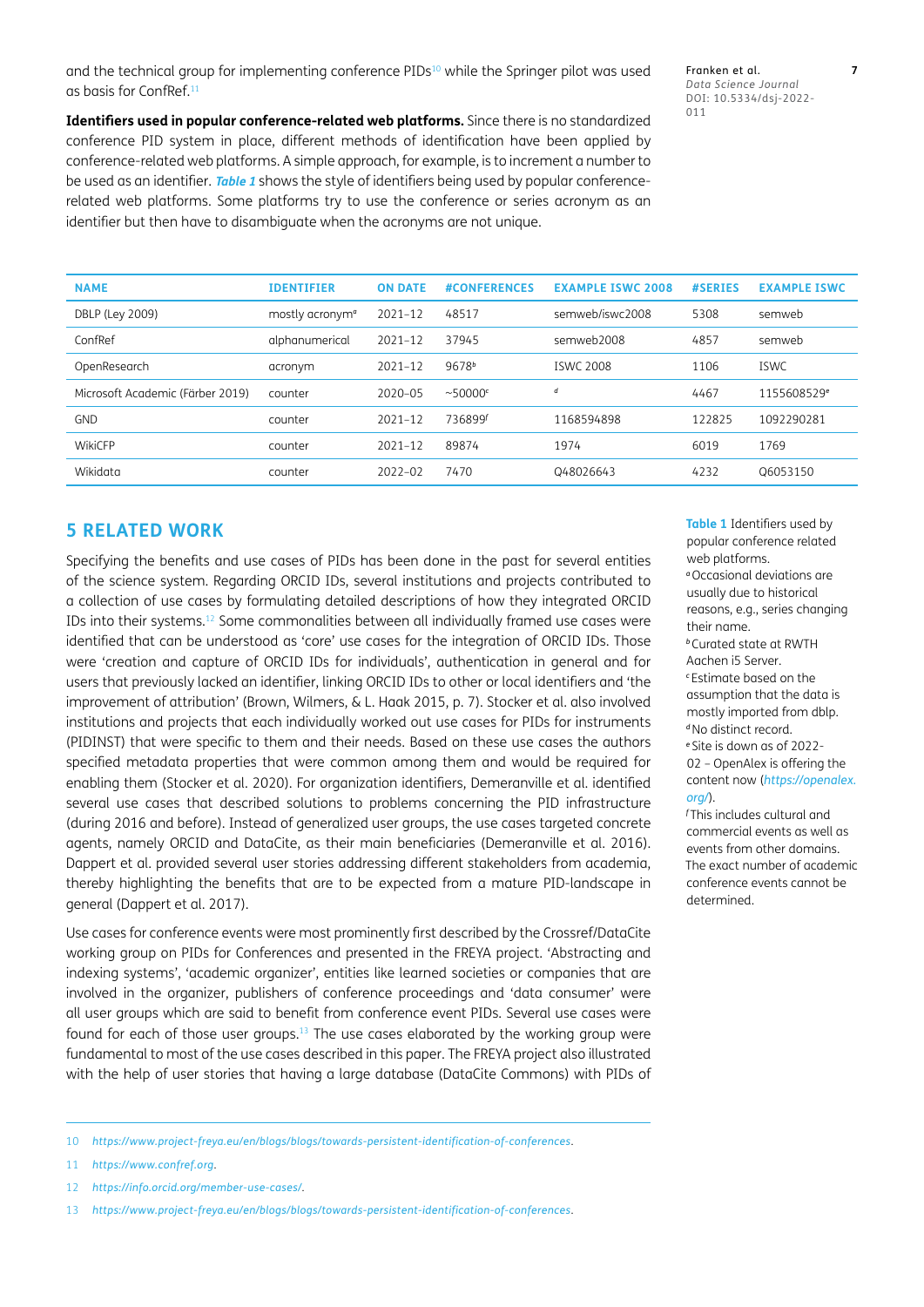and the technical group for implementing conference PIDs[10] while the Springer pilot was used as basis for ConfRef.[11]

**Identifiers used in popular conference-related web platforms.** Since there is no standardized conference PID system in place, different methods of identification have been applied by conference-related web platforms. A simple approach, for example, is to increment a number to be used as an identifier. ***Table 1*** shows the style of identifiers being used by popular conference-related web platforms. Some platforms try to use the conference or series acronym as an identifier but then have to disambiguate when the acronyms are not unique.

| NAME | IDENTIFIER | ON DATE | #CONFERENCES | EXAMPLE ISWC 2008 | #SERIES | EXAMPLE ISWC |
|---|---|---|---|---|---|---|
| DBLP (Ley 2009) | mostly acronym[a] | 2021–12 | 48517 | semweb/iswc2008 | 5308 | semweb |
| ConfRef | alphanumerical | 2021–12 | 37945 | semweb2008 | 4857 | semweb |
| OpenResearch | acronym | 2021–12 | 9678[b] | ISWC 2008 | 1106 | ISWC |
| Microsoft Academic (Färber 2019) | counter | 2020–05 | ~50000[c] | [d] | 4467 | 1155608529[e] |
| GND | counter | 2021–12 | 736899[f] | 1168594898 | 122825 | 1092290281 |
| WikiCFP | counter | 2021–12 | 89874 | 1974 | 6019 | 1769 |
| Wikidata | counter | 2022–02 | 7470 | Q48026643 | 4232 | Q6053150 |

**Table 1** Identifiers used by popular conference related web platforms.
[a] Occasional deviations are usually due to historical reasons, e.g., series changing their name.
[b] Curated state at RWTH Aachen i5 Server.
[c] Estimate based on the assumption that the data is mostly imported from dblp.
[d] No distinct record.
[e] Site is down as of 2022-02 – OpenAlex is offering the content now (*https://openalex.org/*).
[f] This includes cultural and commercial events as well as events from other domains. The exact number of academic conference events cannot be determined.

## 5 RELATED WORK

Specifying the benefits and use cases of PIDs has been done in the past for several entities of the science system. Regarding ORCID IDs, several institutions and projects contributed to a collection of use cases by formulating detailed descriptions of how they integrated ORCID IDs into their systems.[12] Some commonalities between all individually framed use cases were identified that can be understood as 'core' use cases for the integration of ORCID IDs. Those were 'creation and capture of ORCID IDs for individuals', authentication in general and for users that previously lacked an identifier, linking ORCID IDs to other or local identifiers and 'the improvement of attribution' (Brown, Wilmers, & L. Haak 2015, p. 7). Stocker et al. also involved institutions and projects that each individually worked out use cases for PIDs for instruments (PIDINST) that were specific to them and their needs. Based on these use cases the authors specified metadata properties that were common among them and would be required for enabling them (Stocker et al. 2020). For organization identifiers, Demeranville et al. identified several use cases that described solutions to problems concerning the PID infrastructure (during 2016 and before). Instead of generalized user groups, the use cases targeted concrete agents, namely ORCID and DataCite, as their main beneficiaries (Demeranville et al. 2016). Dappert et al. provided several user stories addressing different stakeholders from academia, thereby highlighting the benefits that are to be expected from a mature PID-landscape in general (Dappert et al. 2017).

Use cases for conference events were most prominently first described by the Crossref/DataCite working group on PIDs for Conferences and presented in the FREYA project. 'Abstracting and indexing systems', 'academic organizer', entities like learned societies or companies that are involved in the organizer, publishers of conference proceedings and 'data consumer' were all user groups which are said to benefit from conference event PIDs. Several use cases were found for each of those user groups.[13] The use cases elaborated by the working group were fundamental to most of the use cases described in this paper. The FREYA project also illustrated with the help of user stories that having a large database (DataCite Commons) with PIDs of

10 *https://www.project-freya.eu/en/blogs/blogs/towards-persistent-identification-of-conferences*.

11 *https://www.confref.org*.

12 *https://info.orcid.org/member-use-cases/*.

13 *https://www.project-freya.eu/en/blogs/blogs/towards-persistent-identification-of-conferences*.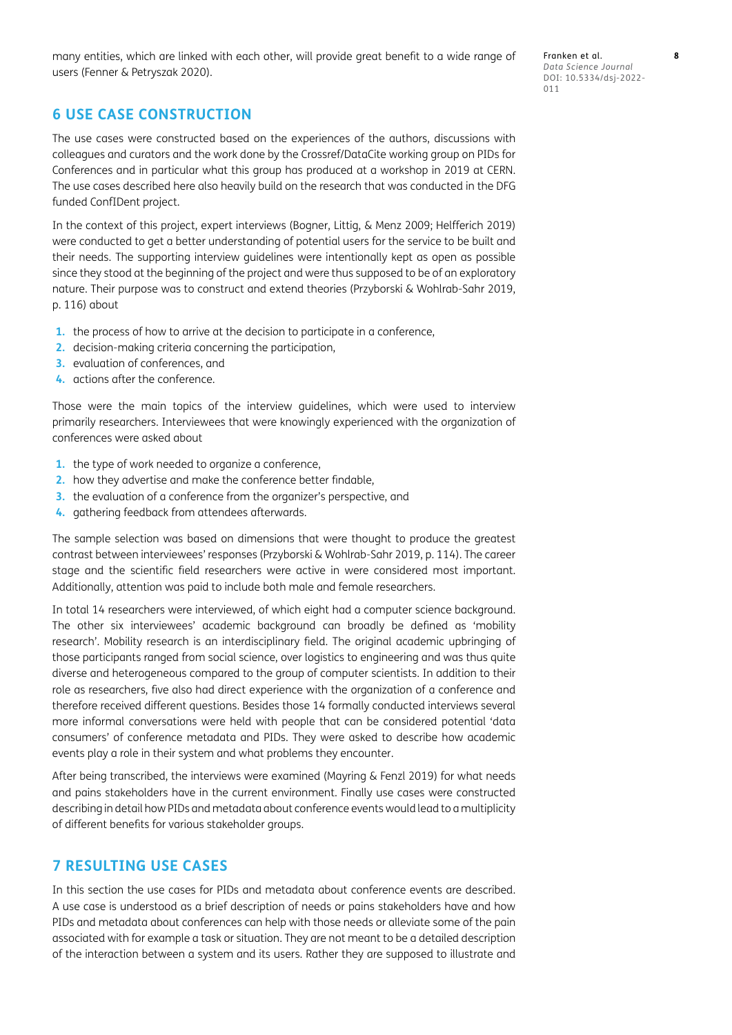many entities, which are linked with each other, will provide great benefit to a wide range of users (Fenner & Petryszak 2020).

## 6 USE CASE CONSTRUCTION

The use cases were constructed based on the experiences of the authors, discussions with colleagues and curators and the work done by the Crossref/DataCite working group on PIDs for Conferences and in particular what this group has produced at a workshop in 2019 at CERN. The use cases described here also heavily build on the research that was conducted in the DFG funded ConfIDent project.

In the context of this project, expert interviews (Bogner, Littig, & Menz 2009; Helfferich 2019) were conducted to get a better understanding of potential users for the service to be built and their needs. The supporting interview guidelines were intentionally kept as open as possible since they stood at the beginning of the project and were thus supposed to be of an exploratory nature. Their purpose was to construct and extend theories (Przyborski & Wohlrab-Sahr 2019, p. 116) about

1. the process of how to arrive at the decision to participate in a conference,
2. decision-making criteria concerning the participation,
3. evaluation of conferences, and
4. actions after the conference.

Those were the main topics of the interview guidelines, which were used to interview primarily researchers. Interviewees that were knowingly experienced with the organization of conferences were asked about

1. the type of work needed to organize a conference,
2. how they advertise and make the conference better findable,
3. the evaluation of a conference from the organizer's perspective, and
4. gathering feedback from attendees afterwards.

The sample selection was based on dimensions that were thought to produce the greatest contrast between interviewees' responses (Przyborski & Wohlrab-Sahr 2019, p. 114). The career stage and the scientific field researchers were active in were considered most important. Additionally, attention was paid to include both male and female researchers.

In total 14 researchers were interviewed, of which eight had a computer science background. The other six interviewees' academic background can broadly be defined as 'mobility research'. Mobility research is an interdisciplinary field. The original academic upbringing of those participants ranged from social science, over logistics to engineering and was thus quite diverse and heterogeneous compared to the group of computer scientists. In addition to their role as researchers, five also had direct experience with the organization of a conference and therefore received different questions. Besides those 14 formally conducted interviews several more informal conversations were held with people that can be considered potential 'data consumers' of conference metadata and PIDs. They were asked to describe how academic events play a role in their system and what problems they encounter.

After being transcribed, the interviews were examined (Mayring & Fenzl 2019) for what needs and pains stakeholders have in the current environment. Finally use cases were constructed describing in detail how PIDs and metadata about conference events would lead to a multiplicity of different benefits for various stakeholder groups.

## 7 RESULTING USE CASES

In this section the use cases for PIDs and metadata about conference events are described. A use case is understood as a brief description of needs or pains stakeholders have and how PIDs and metadata about conferences can help with those needs or alleviate some of the pain associated with for example a task or situation. They are not meant to be a detailed description of the interaction between a system and its users. Rather they are supposed to illustrate and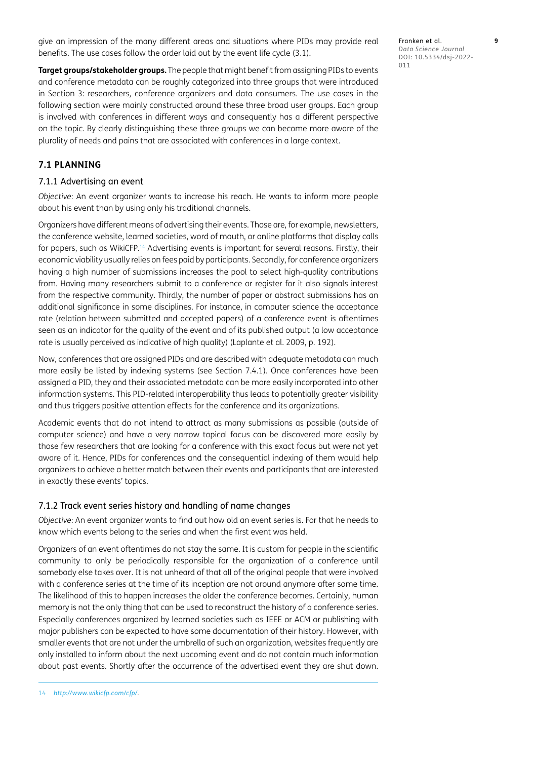give an impression of the many different areas and situations where PIDs may provide real benefits. The use cases follow the order laid out by the event life cycle (3.1).

**Target groups/stakeholder groups.** The people that might benefit from assigning PIDs to events and conference metadata can be roughly categorized into three groups that were introduced in Section 3: researchers, conference organizers and data consumers. The use cases in the following section were mainly constructed around these three broad user groups. Each group is involved with conferences in different ways and consequently has a different perspective on the topic. By clearly distinguishing these three groups we can become more aware of the plurality of needs and pains that are associated with conferences in a large context.

## 7.1 PLANNING

### 7.1.1 Advertising an event

*Objective*: An event organizer wants to increase his reach. He wants to inform more people about his event than by using only his traditional channels.

Organizers have different means of advertising their events. Those are, for example, newsletters, the conference website, learned societies, word of mouth, or online platforms that display calls for papers, such as WikiCFP.[14] Advertising events is important for several reasons. Firstly, their economic viability usually relies on fees paid by participants. Secondly, for conference organizers having a high number of submissions increases the pool to select high-quality contributions from. Having many researchers submit to a conference or register for it also signals interest from the respective community. Thirdly, the number of paper or abstract submissions has an additional significance in some disciplines. For instance, in computer science the acceptance rate (relation between submitted and accepted papers) of a conference event is oftentimes seen as an indicator for the quality of the event and of its published output (a low acceptance rate is usually perceived as indicative of high quality) (Laplante et al. 2009, p. 192).

Now, conferences that are assigned PIDs and are described with adequate metadata can much more easily be listed by indexing systems (see Section 7.4.1). Once conferences have been assigned a PID, they and their associated metadata can be more easily incorporated into other information systems. This PID-related interoperability thus leads to potentially greater visibility and thus triggers positive attention effects for the conference and its organizations.

Academic events that do not intend to attract as many submissions as possible (outside of computer science) and have a very narrow topical focus can be discovered more easily by those few researchers that are looking for a conference with this exact focus but were not yet aware of it. Hence, PIDs for conferences and the consequential indexing of them would help organizers to achieve a better match between their events and participants that are interested in exactly these events' topics.

### 7.1.2 Track event series history and handling of name changes

*Objective*: An event organizer wants to find out how old an event series is. For that he needs to know which events belong to the series and when the first event was held.

Organizers of an event oftentimes do not stay the same. It is custom for people in the scientific community to only be periodically responsible for the organization of a conference until somebody else takes over. It is not unheard of that all of the original people that were involved with a conference series at the time of its inception are not around anymore after some time. The likelihood of this to happen increases the older the conference becomes. Certainly, human memory is not the only thing that can be used to reconstruct the history of a conference series. Especially conferences organized by learned societies such as IEEE or ACM or publishing with major publishers can be expected to have some documentation of their history. However, with smaller events that are not under the umbrella of such an organization, websites frequently are only installed to inform about the next upcoming event and do not contain much information about past events. Shortly after the occurrence of the advertised event they are shut down.

14 *http://www.wikicfp.com/cfp/*.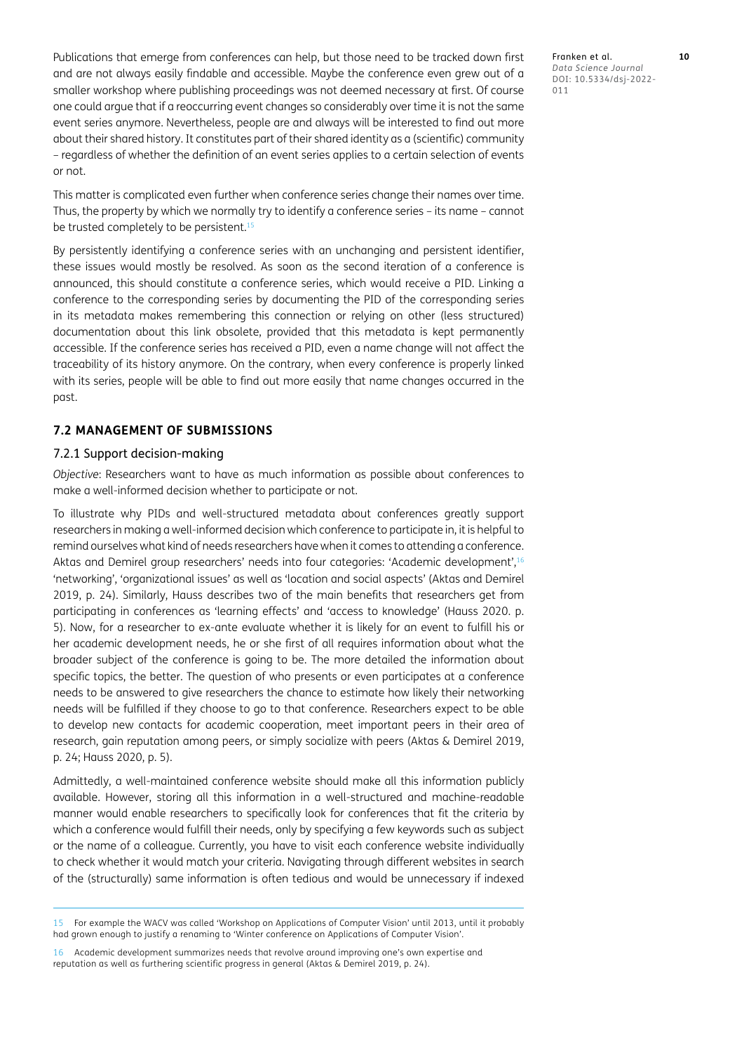Publications that emerge from conferences can help, but those need to be tracked down first and are not always easily findable and accessible. Maybe the conference even grew out of a smaller workshop where publishing proceedings was not deemed necessary at first. Of course one could argue that if a reoccurring event changes so considerably over time it is not the same event series anymore. Nevertheless, people are and always will be interested to find out more about their shared history. It constitutes part of their shared identity as a (scientific) community – regardless of whether the definition of an event series applies to a certain selection of events or not.

This matter is complicated even further when conference series change their names over time. Thus, the property by which we normally try to identify a conference series – its name – cannot be trusted completely to be persistent.[15]

By persistently identifying a conference series with an unchanging and persistent identifier, these issues would mostly be resolved. As soon as the second iteration of a conference is announced, this should constitute a conference series, which would receive a PID. Linking a conference to the corresponding series by documenting the PID of the corresponding series in its metadata makes remembering this connection or relying on other (less structured) documentation about this link obsolete, provided that this metadata is kept permanently accessible. If the conference series has received a PID, even a name change will not affect the traceability of its history anymore. On the contrary, when every conference is properly linked with its series, people will be able to find out more easily that name changes occurred in the past.

### 7.2 MANAGEMENT OF SUBMISSIONS

#### 7.2.1 Support decision-making

*Objective*: Researchers want to have as much information as possible about conferences to make a well-informed decision whether to participate or not.

To illustrate why PIDs and well-structured metadata about conferences greatly support researchers in making a well-informed decision which conference to participate in, it is helpful to remind ourselves what kind of needs researchers have when it comes to attending a conference. Aktas and Demirel group researchers' needs into four categories: 'Academic development',[16] 'networking', 'organizational issues' as well as 'location and social aspects' (Aktas and Demirel 2019, p. 24). Similarly, Hauss describes two of the main benefits that researchers get from participating in conferences as 'learning effects' and 'access to knowledge' (Hauss 2020. p. 5). Now, for a researcher to ex-ante evaluate whether it is likely for an event to fulfill his or her academic development needs, he or she first of all requires information about what the broader subject of the conference is going to be. The more detailed the information about specific topics, the better. The question of who presents or even participates at a conference needs to be answered to give researchers the chance to estimate how likely their networking needs will be fulfilled if they choose to go to that conference. Researchers expect to be able to develop new contacts for academic cooperation, meet important peers in their area of research, gain reputation among peers, or simply socialize with peers (Aktas & Demirel 2019, p. 24; Hauss 2020, p. 5).

Admittedly, a well-maintained conference website should make all this information publicly available. However, storing all this information in a well-structured and machine-readable manner would enable researchers to specifically look for conferences that fit the criteria by which a conference would fulfill their needs, only by specifying a few keywords such as subject or the name of a colleague. Currently, you have to visit each conference website individually to check whether it would match your criteria. Navigating through different websites in search of the (structurally) same information is often tedious and would be unnecessary if indexed

---

15 For example the WACV was called 'Workshop on Applications of Computer Vision' until 2013, until it probably had grown enough to justify a renaming to 'Winter conference on Applications of Computer Vision'.

16 Academic development summarizes needs that revolve around improving one's own expertise and reputation as well as furthering scientific progress in general (Aktas & Demirel 2019, p. 24).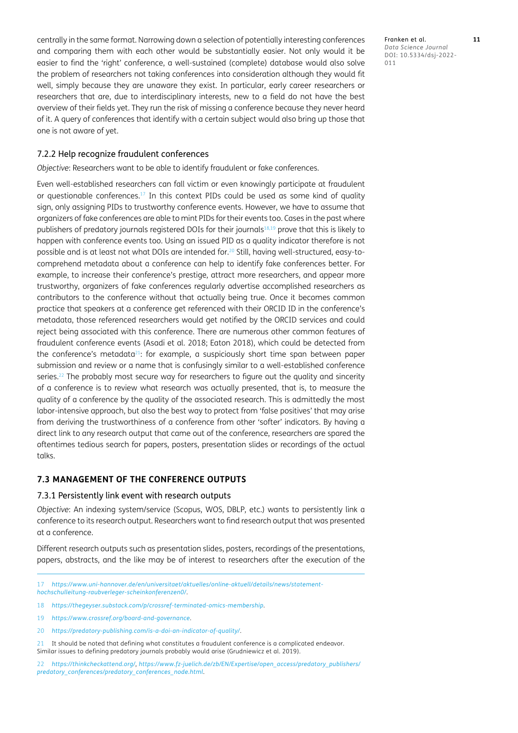centrally in the same format. Narrowing down a selection of potentially interesting conferences and comparing them with each other would be substantially easier. Not only would it be easier to find the 'right' conference, a well-sustained (complete) database would also solve the problem of researchers not taking conferences into consideration although they would fit well, simply because they are unaware they exist. In particular, early career researchers or researchers that are, due to interdisciplinary interests, new to a field do not have the best overview of their fields yet. They run the risk of missing a conference because they never heard of it. A query of conferences that identify with a certain subject would also bring up those that one is not aware of yet.

#### 7.2.2 Help recognize fraudulent conferences

*Objective*: Researchers want to be able to identify fraudulent or fake conferences.

Even well-established researchers can fall victim or even knowingly participate at fraudulent or questionable conferences.[17] In this context PIDs could be used as some kind of quality sign, only assigning PIDs to trustworthy conference events. However, we have to assume that organizers of fake conferences are able to mint PIDs for their events too. Cases in the past where publishers of predatory journals registered DOIs for their journals[18,19] prove that this is likely to happen with conference events too. Using an issued PID as a quality indicator therefore is not possible and is at least not what DOIs are intended for.[20] Still, having well-structured, easy-to-comprehend metadata about a conference can help to identify fake conferences better. For example, to increase their conference's prestige, attract more researchers, and appear more trustworthy, organizers of fake conferences regularly advertise accomplished researchers as contributors to the conference without that actually being true. Once it becomes common practice that speakers at a conference get referenced with their ORCID ID in the conference's metadata, those referenced researchers would get notified by the ORCID services and could reject being associated with this conference. There are numerous other common features of fraudulent conference events (Asadi et al. 2018; Eaton 2018), which could be detected from the conference's metadata[21]: for example, a suspiciously short time span between paper submission and review or a name that is confusingly similar to a well-established conference series.[22] The probably most secure way for researchers to figure out the quality and sincerity of a conference is to review what research was actually presented, that is, to measure the quality of a conference by the quality of the associated research. This is admittedly the most labor-intensive approach, but also the best way to protect from 'false positives' that may arise from deriving the trustworthiness of a conference from other 'softer' indicators. By having a direct link to any research output that came out of the conference, researchers are spared the oftentimes tedious search for papers, posters, presentation slides or recordings of the actual talks.

### 7.3 MANAGEMENT OF THE CONFERENCE OUTPUTS

#### 7.3.1 Persistently link event with research outputs

*Objective*: An indexing system/service (Scopus, WOS, DBLP, etc.) wants to persistently link a conference to its research output. Researchers want to find research output that was presented at a conference.

Different research outputs such as presentation slides, posters, recordings of the presentations, papers, abstracts, and the like may be of interest to researchers after the execution of the

---

17 *https://www.uni-hannover.de/en/universitaet/aktuelles/online-aktuell/details/news/statement-hochschulleitung-raubverleger-scheinkonferenzen0/*.

18 *https://thegeyser.substack.com/p/crossref-terminated-omics-membership*.

19 *https://www.crossref.org/board-and-governance*.

20 *https://predatory-publishing.com/is-a-doi-an-indicator-of-quality/*.

21 It should be noted that defining what constitutes a fraudulent conference is a complicated endeavor. Similar issues to defining predatory journals probably would arise (Grudniewicz et al. 2019).

22 *https://thinkcheckattend.org/*, *https://www.fz-juelich.de/zb/EN/Expertise/open_access/predatory_publishers/predatory_conferences/predatory_conferences_node.html*.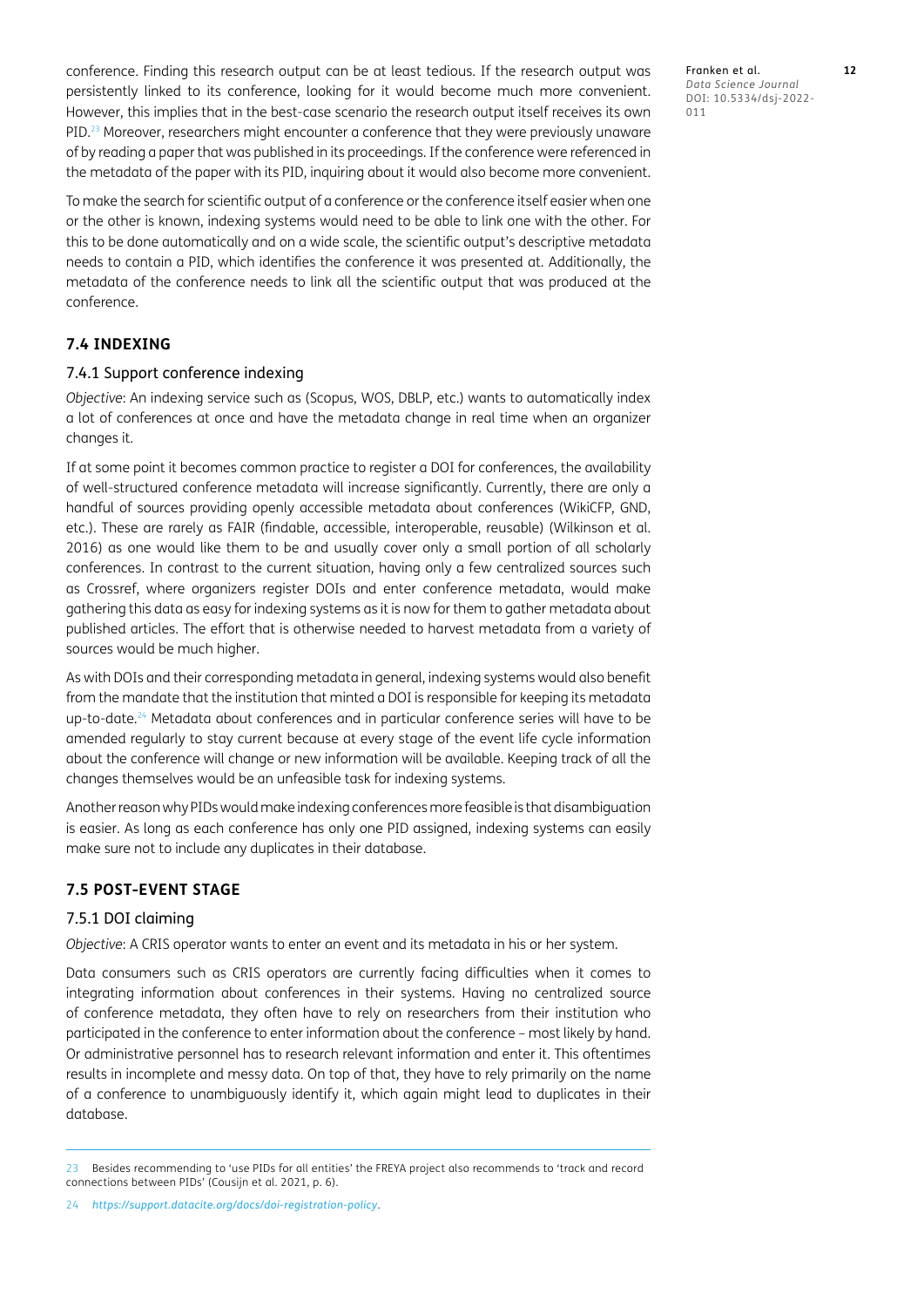conference. Finding this research output can be at least tedious. If the research output was persistently linked to its conference, looking for it would become much more convenient. However, this implies that in the best-case scenario the research output itself receives its own PID.[23] Moreover, researchers might encounter a conference that they were previously unaware of by reading a paper that was published in its proceedings. If the conference were referenced in the metadata of the paper with its PID, inquiring about it would also become more convenient.

To make the search for scientific output of a conference or the conference itself easier when one or the other is known, indexing systems would need to be able to link one with the other. For this to be done automatically and on a wide scale, the scientific output's descriptive metadata needs to contain a PID, which identifies the conference it was presented at. Additionally, the metadata of the conference needs to link all the scientific output that was produced at the conference.

### 7.4 INDEXING

#### 7.4.1 Support conference indexing

*Objective*: An indexing service such as (Scopus, WOS, DBLP, etc.) wants to automatically index a lot of conferences at once and have the metadata change in real time when an organizer changes it.

If at some point it becomes common practice to register a DOI for conferences, the availability of well-structured conference metadata will increase significantly. Currently, there are only a handful of sources providing openly accessible metadata about conferences (WikiCFP, GND, etc.). These are rarely as FAIR (findable, accessible, interoperable, reusable) (Wilkinson et al. 2016) as one would like them to be and usually cover only a small portion of all scholarly conferences. In contrast to the current situation, having only a few centralized sources such as Crossref, where organizers register DOIs and enter conference metadata, would make gathering this data as easy for indexing systems as it is now for them to gather metadata about published articles. The effort that is otherwise needed to harvest metadata from a variety of sources would be much higher.

As with DOIs and their corresponding metadata in general, indexing systems would also benefit from the mandate that the institution that minted a DOI is responsible for keeping its metadata up-to-date.[24] Metadata about conferences and in particular conference series will have to be amended regularly to stay current because at every stage of the event life cycle information about the conference will change or new information will be available. Keeping track of all the changes themselves would be an unfeasible task for indexing systems.

Another reason why PIDs would make indexing conferences more feasible is that disambiguation is easier. As long as each conference has only one PID assigned, indexing systems can easily make sure not to include any duplicates in their database.

### 7.5 POST-EVENT STAGE

#### 7.5.1 DOI claiming

*Objective*: A CRIS operator wants to enter an event and its metadata in his or her system.

Data consumers such as CRIS operators are currently facing difficulties when it comes to integrating information about conferences in their systems. Having no centralized source of conference metadata, they often have to rely on researchers from their institution who participated in the conference to enter information about the conference – most likely by hand. Or administrative personnel has to research relevant information and enter it. This oftentimes results in incomplete and messy data. On top of that, they have to rely primarily on the name of a conference to unambiguously identify it, which again might lead to duplicates in their database.

---

23 Besides recommending to 'use PIDs for all entities' the FREYA project also recommends to 'track and record connections between PIDs' (Cousijn et al. 2021, p. 6).

24 *https://support.datacite.org/docs/doi-registration-policy*.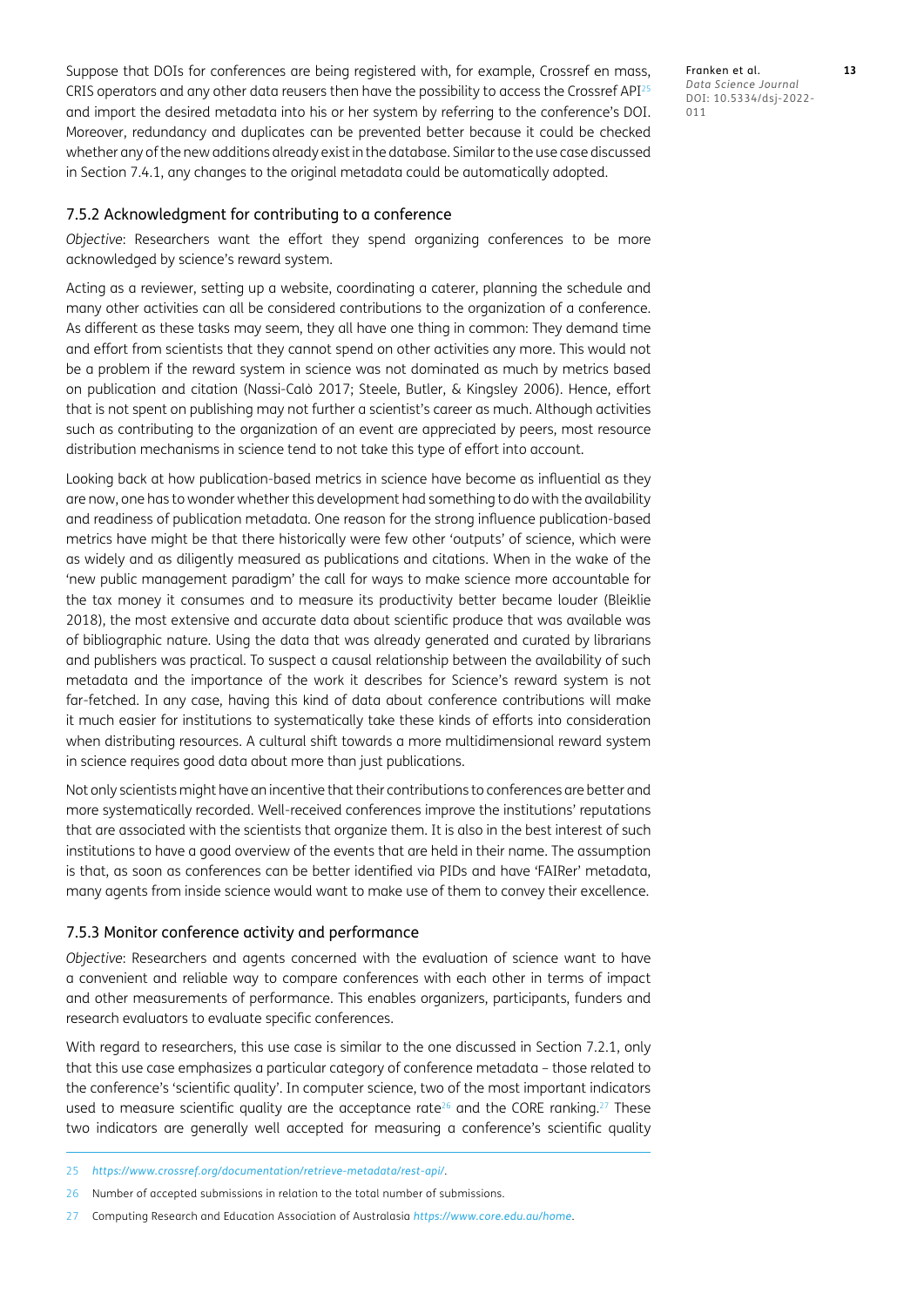Suppose that DOIs for conferences are being registered with, for example, Crossref en mass, CRIS operators and any other data reusers then have the possibility to access the Crossref API[25] and import the desired metadata into his or her system by referring to the conference's DOI. Moreover, redundancy and duplicates can be prevented better because it could be checked whether any of the new additions already exist in the database. Similar to the use case discussed in Section 7.4.1, any changes to the original metadata could be automatically adopted.

### 7.5.2 Acknowledgment for contributing to a conference

*Objective*: Researchers want the effort they spend organizing conferences to be more acknowledged by science's reward system.

Acting as a reviewer, setting up a website, coordinating a caterer, planning the schedule and many other activities can all be considered contributions to the organization of a conference. As different as these tasks may seem, they all have one thing in common: They demand time and effort from scientists that they cannot spend on other activities any more. This would not be a problem if the reward system in science was not dominated as much by metrics based on publication and citation (Nassi-Calò 2017; Steele, Butler, & Kingsley 2006). Hence, effort that is not spent on publishing may not further a scientist's career as much. Although activities such as contributing to the organization of an event are appreciated by peers, most resource distribution mechanisms in science tend to not take this type of effort into account.

Looking back at how publication-based metrics in science have become as influential as they are now, one has to wonder whether this development had something to do with the availability and readiness of publication metadata. One reason for the strong influence publication-based metrics have might be that there historically were few other 'outputs' of science, which were as widely and as diligently measured as publications and citations. When in the wake of the 'new public management paradigm' the call for ways to make science more accountable for the tax money it consumes and to measure its productivity better became louder (Bleiklie 2018), the most extensive and accurate data about scientific produce that was available was of bibliographic nature. Using the data that was already generated and curated by librarians and publishers was practical. To suspect a causal relationship between the availability of such metadata and the importance of the work it describes for Science's reward system is not far-fetched. In any case, having this kind of data about conference contributions will make it much easier for institutions to systematically take these kinds of efforts into consideration when distributing resources. A cultural shift towards a more multidimensional reward system in science requires good data about more than just publications.

Not only scientists might have an incentive that their contributions to conferences are better and more systematically recorded. Well-received conferences improve the institutions' reputations that are associated with the scientists that organize them. It is also in the best interest of such institutions to have a good overview of the events that are held in their name. The assumption is that, as soon as conferences can be better identified via PIDs and have 'FAIRer' metadata, many agents from inside science would want to make use of them to convey their excellence.

### 7.5.3 Monitor conference activity and performance

*Objective*: Researchers and agents concerned with the evaluation of science want to have a convenient and reliable way to compare conferences with each other in terms of impact and other measurements of performance. This enables organizers, participants, funders and research evaluators to evaluate specific conferences.

With regard to researchers, this use case is similar to the one discussed in Section 7.2.1, only that this use case emphasizes a particular category of conference metadata – those related to the conference's 'scientific quality'. In computer science, two of the most important indicators used to measure scientific quality are the acceptance rate[26] and the CORE ranking.[27] These two indicators are generally well accepted for measuring a conference's scientific quality

---

[25] *https://www.crossref.org/documentation/retrieve-metadata/rest-api/*.

[26] Number of accepted submissions in relation to the total number of submissions.

[27] Computing Research and Education Association of Australasia *https://www.core.edu.au/home*.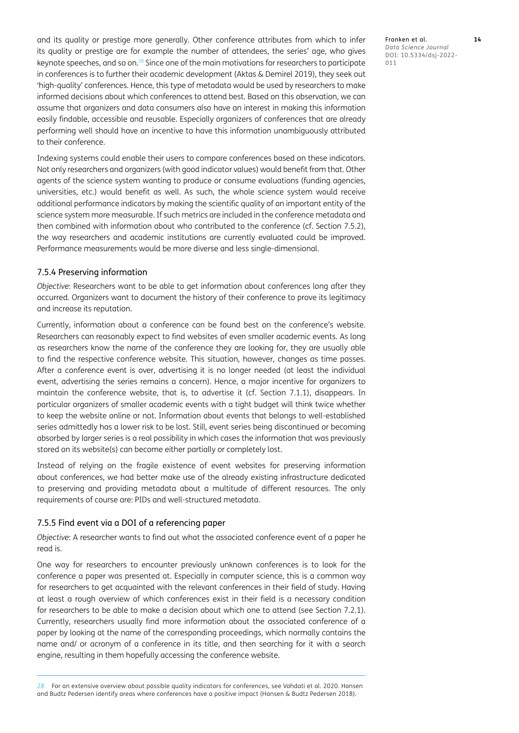and its quality or prestige more generally. Other conference attributes from which to infer its quality or prestige are for example the number of attendees, the series' age, who gives keynote speeches, and so on.[28] Since one of the main motivations for researchers to participate in conferences is to further their academic development (Aktas & Demirel 2019), they seek out 'high-quality' conferences. Hence, this type of metadata would be used by researchers to make informed decisions about which conferences to attend best. Based on this observation, we can assume that organizers and data consumers also have an interest in making this information easily findable, accessible and reusable. Especially organizers of conferences that are already performing well should have an incentive to have this information unambiguously attributed to their conference.

Indexing systems could enable their users to compare conferences based on these indicators. Not only researchers and organizers (with good indicator values) would benefit from that. Other agents of the science system wanting to produce or consume evaluations (funding agencies, universities, etc.) would benefit as well. As such, the whole science system would receive additional performance indicators by making the scientific quality of an important entity of the science system more measurable. If such metrics are included in the conference metadata and then combined with information about who contributed to the conference (cf. Section 7.5.2), the way researchers and academic institutions are currently evaluated could be improved. Performance measurements would be more diverse and less single-dimensional.

### 7.5.4 Preserving information

*Objective*: Researchers want to be able to get information about conferences long after they occurred. Organizers want to document the history of their conference to prove its legitimacy and increase its reputation.

Currently, information about a conference can be found best on the conference's website. Researchers can reasonably expect to find websites of even smaller academic events. As long as researchers know the name of the conference they are looking for, they are usually able to find the respective conference website. This situation, however, changes as time passes. After a conference event is over, advertising it is no longer needed (at least the individual event, advertising the series remains a concern). Hence, a major incentive for organizers to maintain the conference website, that is, to advertise it (cf. Section 7.1.1), disappears. In particular organizers of smaller academic events with a tight budget will think twice whether to keep the website online or not. Information about events that belongs to well-established series admittedly has a lower risk to be lost. Still, event series being discontinued or becoming absorbed by larger series is a real possibility in which cases the information that was previously stored on its website(s) can become either partially or completely lost.

Instead of relying on the fragile existence of event websites for preserving information about conferences, we had better make use of the already existing infrastructure dedicated to preserving and providing metadata about a multitude of different resources. The only requirements of course are: PIDs and well-structured metadata.

### 7.5.5 Find event via a DOI of a referencing paper

*Objective*: A researcher wants to find out what the associated conference event of a paper he read is.

One way for researchers to encounter previously unknown conferences is to look for the conference a paper was presented at. Especially in computer science, this is a common way for researchers to get acquainted with the relevant conferences in their field of study. Having at least a rough overview of which conferences exist in their field is a necessary condition for researchers to be able to make a decision about which one to attend (see Section 7.2.1). Currently, researchers usually find more information about the associated conference of a paper by looking at the name of the corresponding proceedings, which normally contains the name and/ or acronym of a conference in its title, and then searching for it with a search engine, resulting in them hopefully accessing the conference website.

---

28 For an extensive overview about possible quality indicators for conferences, see Vahdati et al. 2020. Hansen and Budtz Pedersen identify areas where conferences have a positive impact (Hansen & Budtz Pedersen 2018).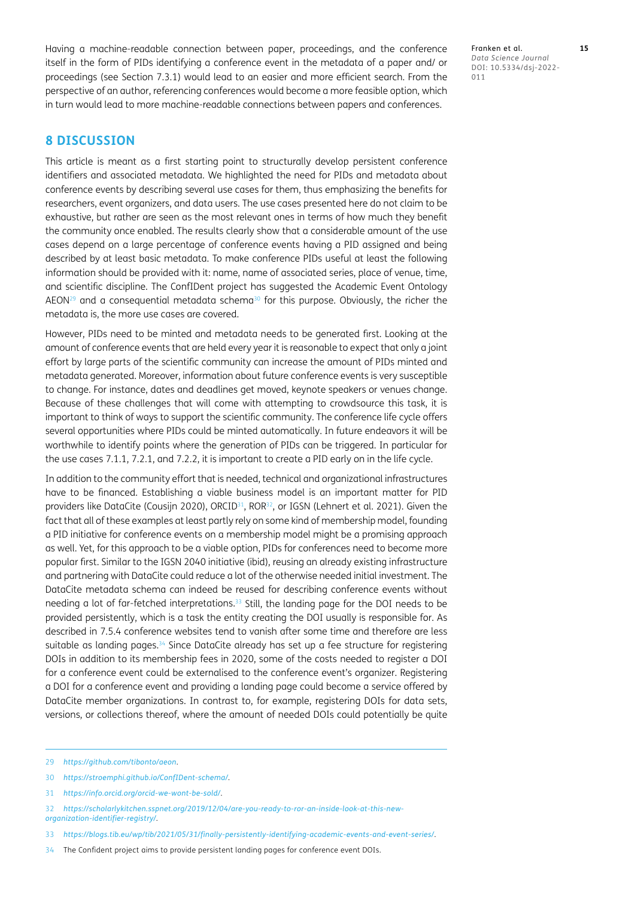Having a machine-readable connection between paper, proceedings, and the conference itself in the form of PIDs identifying a conference event in the metadata of a paper and/ or proceedings (see Section 7.3.1) would lead to an easier and more efficient search. From the perspective of an author, referencing conferences would become a more feasible option, which in turn would lead to more machine-readable connections between papers and conferences.

## 8 DISCUSSION

This article is meant as a first starting point to structurally develop persistent conference identifiers and associated metadata. We highlighted the need for PIDs and metadata about conference events by describing several use cases for them, thus emphasizing the benefits for researchers, event organizers, and data users. The use cases presented here do not claim to be exhaustive, but rather are seen as the most relevant ones in terms of how much they benefit the community once enabled. The results clearly show that a considerable amount of the use cases depend on a large percentage of conference events having a PID assigned and being described by at least basic metadata. To make conference PIDs useful at least the following information should be provided with it: name, name of associated series, place of venue, time, and scientific discipline. The ConfIDent project has suggested the Academic Event Ontology AEON[29] and a consequential metadata schema[30] for this purpose. Obviously, the richer the metadata is, the more use cases are covered.

However, PIDs need to be minted and metadata needs to be generated first. Looking at the amount of conference events that are held every year it is reasonable to expect that only a joint effort by large parts of the scientific community can increase the amount of PIDs minted and metadata generated. Moreover, information about future conference events is very susceptible to change. For instance, dates and deadlines get moved, keynote speakers or venues change. Because of these challenges that will come with attempting to crowdsource this task, it is important to think of ways to support the scientific community. The conference life cycle offers several opportunities where PIDs could be minted automatically. In future endeavors it will be worthwhile to identify points where the generation of PIDs can be triggered. In particular for the use cases 7.1.1, 7.2.1, and 7.2.2, it is important to create a PID early on in the life cycle.

In addition to the community effort that is needed, technical and organizational infrastructures have to be financed. Establishing a viable business model is an important matter for PID providers like DataCite (Cousijn 2020), ORCID[31], ROR[32], or IGSN (Lehnert et al. 2021). Given the fact that all of these examples at least partly rely on some kind of membership model, founding a PID initiative for conference events on a membership model might be a promising approach as well. Yet, for this approach to be a viable option, PIDs for conferences need to become more popular first. Similar to the IGSN 2040 initiative (ibid), reusing an already existing infrastructure and partnering with DataCite could reduce a lot of the otherwise needed initial investment. The DataCite metadata schema can indeed be reused for describing conference events without needing a lot of far-fetched interpretations.[33] Still, the landing page for the DOI needs to be provided persistently, which is a task the entity creating the DOI usually is responsible for. As described in 7.5.4 conference websites tend to vanish after some time and therefore are less suitable as landing pages.[34] Since DataCite already has set up a fee structure for registering DOIs in addition to its membership fees in 2020, some of the costs needed to register a DOI for a conference event could be externalised to the conference event's organizer. Registering a DOI for a conference event and providing a landing page could become a service offered by DataCite member organizations. In contrast to, for example, registering DOIs for data sets, versions, or collections thereof, where the amount of needed DOIs could potentially be quite

---

29 *https://github.com/tibonto/aeon*.

30 *https://stroemphi.github.io/ConfIDent-schema/*.

31 *https://info.orcid.org/orcid-we-wont-be-sold/*.

32 *https://scholarlykitchen.sspnet.org/2019/12/04/are-you-ready-to-ror-an-inside-look-at-this-new-organization-identifier-registry/*.

33 *https://blogs.tib.eu/wp/tib/2021/05/31/finally-persistently-identifying-academic-events-and-event-series/*.

34 The Confident project aims to provide persistent landing pages for conference event DOIs.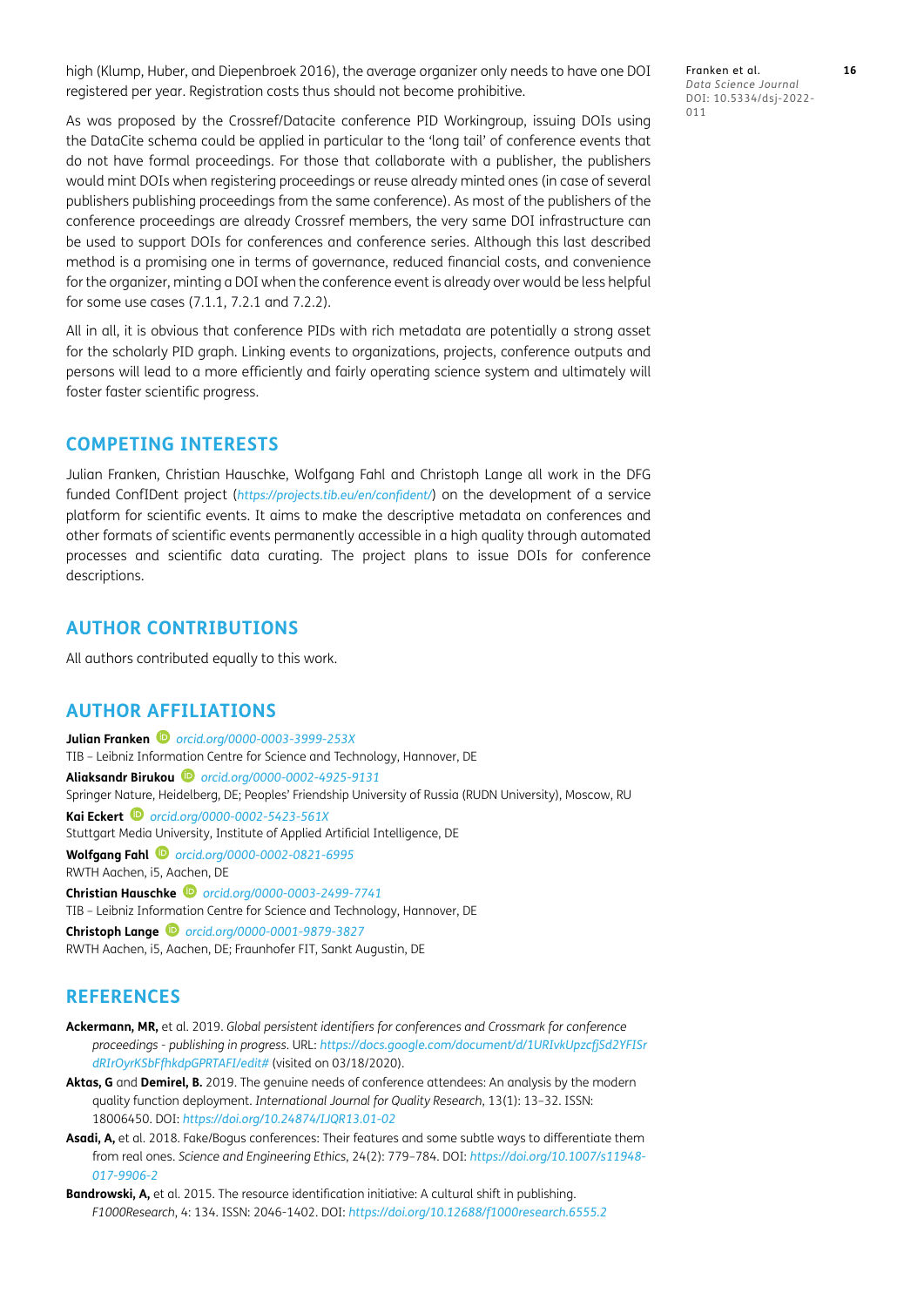high (Klump, Huber, and Diepenbroek 2016), the average organizer only needs to have one DOI registered per year. Registration costs thus should not become prohibitive.

As was proposed by the Crossref/Datacite conference PID Workingroup, issuing DOIs using the DataCite schema could be applied in particular to the 'long tail' of conference events that do not have formal proceedings. For those that collaborate with a publisher, the publishers would mint DOIs when registering proceedings or reuse already minted ones (in case of several publishers publishing proceedings from the same conference). As most of the publishers of the conference proceedings are already Crossref members, the very same DOI infrastructure can be used to support DOIs for conferences and conference series. Although this last described method is a promising one in terms of governance, reduced financial costs, and convenience for the organizer, minting a DOI when the conference event is already over would be less helpful for some use cases (7.1.1, 7.2.1 and 7.2.2).

All in all, it is obvious that conference PIDs with rich metadata are potentially a strong asset for the scholarly PID graph. Linking events to organizations, projects, conference outputs and persons will lead to a more efficiently and fairly operating science system and ultimately will foster faster scientific progress.

## COMPETING INTERESTS

Julian Franken, Christian Hauschke, Wolfgang Fahl and Christoph Lange all work in the DFG funded ConfIDent project (*https://projects.tib.eu/en/confident/*) on the development of a service platform for scientific events. It aims to make the descriptive metadata on conferences and other formats of scientific events permanently accessible in a high quality through automated processes and scientific data curating. The project plans to issue DOIs for conference descriptions.

## AUTHOR CONTRIBUTIONS

All authors contributed equally to this work.

## AUTHOR AFFILIATIONS

**Julian Franken** *orcid.org/0000-0003-3999-253X*
TIB – Leibniz Information Centre for Science and Technology, Hannover, DE

**Aliaksandr Birukou** *orcid.org/0000-0002-4925-9131*
Springer Nature, Heidelberg, DE; Peoples' Friendship University of Russia (RUDN University), Moscow, RU

**Kai Eckert** *orcid.org/0000-0002-5423-561X*
Stuttgart Media University, Institute of Applied Artificial Intelligence, DE

**Wolfgang Fahl** *orcid.org/0000-0002-0821-6995*
RWTH Aachen, i5, Aachen, DE

**Christian Hauschke** *orcid.org/0000-0003-2499-7741*
TIB – Leibniz Information Centre for Science and Technology, Hannover, DE

**Christoph Lange** *orcid.org/0000-0001-9879-3827*
RWTH Aachen, i5, Aachen, DE; Fraunhofer FIT, Sankt Augustin, DE

## REFERENCES

**Ackermann, MR,** et al. 2019. *Global persistent identifiers for conferences and Crossmark for conference proceedings - publishing in progress*. URL: *https://docs.google.com/document/d/1URIvkUpzcfjSd2YFISrdRIrOyrKSbFfhkdpGPRTAFI/edit#* (visited on 03/18/2020).

**Aktas, G** and **Demirel, B.** 2019. The genuine needs of conference attendees: An analysis by the modern quality function deployment. *International Journal for Quality Research*, 13(1): 13–32. ISSN: 18006450. DOI: *https://doi.org/10.24874/IJQR13.01-02*

**Asadi, A,** et al. 2018. Fake/Bogus conferences: Their features and some subtle ways to differentiate them from real ones. *Science and Engineering Ethics*, 24(2): 779–784. DOI: *https://doi.org/10.1007/s11948-017-9906-2*

**Bandrowski, A,** et al. 2015. The resource identification initiative: A cultural shift in publishing. *F1000Research*, 4: 134. ISSN: 2046-1402. DOI: *https://doi.org/10.12688/f1000research.6555.2*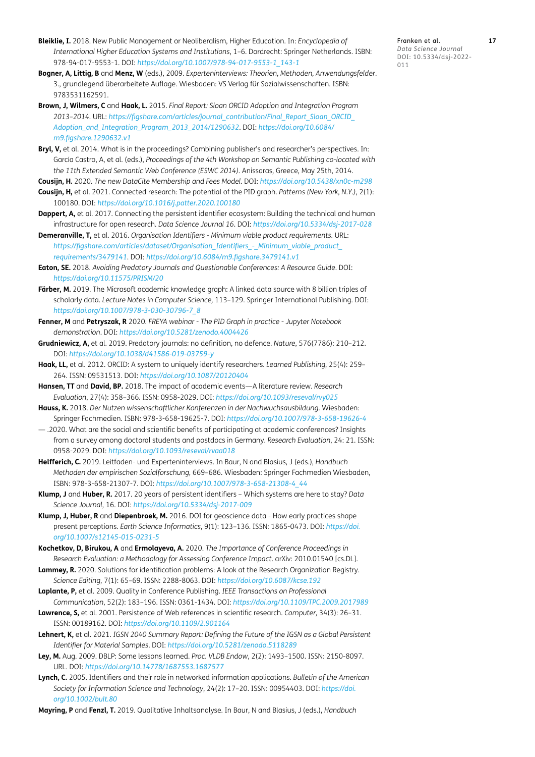**Bleiklie, I.** 2018. New Public Management or Neoliberalism, Higher Education. In: *Encyclopedia of International Higher Education Systems and Institutions*, 1–6. Dordrecht: Springer Netherlands. ISBN: 978-94-017-9553-1. DOI: *https://doi.org/10.1007/978-94-017-9553-1_143-1*

**Bogner, A, Littig, B** and **Menz, W** (eds.), 2009. *Experteninterviews: Theorien, Methoden, Anwendungsfelder*. 3., grundlegend überarbeitete Auflage. Wiesbaden: VS Verlag für Sozialwissenschaften. ISBN: 9783531162591.

**Brown, J, Wilmers, C** and **Haak, L.** 2015. *Final Report: Sloan ORCID Adoption and Integration Program 2013–2014*. URL: *https://figshare.com/articles/journal_contribution/Final_Report_Sloan_ORCID_Adoption_and_Integration_Program_2013_2014/1290632*. DOI: *https://doi.org/10.6084/m9.figshare.1290632.v1*

**Bryl, V,** et al. 2014. What is in the proceedings? Combining publisher's and researcher's perspectives. In: Garcia Castro, A, et al. (eds.), *Proceedings of the 4th Workshop on Semantic Publishing co-located with the 11th Extended Semantic Web Conference (ESWC 2014)*. Anissaras, Greece, May 25th, 2014.

**Cousijn, H.** 2020. *The new DataCite Membership and Fees Model*. DOI: *https://doi.org/10.5438/xn0c-m298*

**Cousijn, H,** et al. 2021. Connected research: The potential of the PID graph. *Patterns (New York, N.Y.)*, 2(1): 100180. DOI: *https://doi.org/10.1016/j.patter.2020.100180*

**Dappert, A,** et al. 2017. Connecting the persistent identifier ecosystem: Building the technical and human infrastructure for open research. *Data Science Journal 16*. DOI: *https://doi.org/10.5334/dsj-2017-028*

**Demeranville, T,** et al. 2016. *Organisation Identifiers - Minimum viable product requirements*. URL: *https://figshare.com/articles/dataset/Organisation_Identifiers_-_Minimum_viable_product_requirements/3479141*. DOI: *https://doi.org/10.6084/m9.figshare.3479141.v1*

**Eaton, SE.** 2018. *Avoiding Predatory Journals and Questionable Conferences: A Resource Guide*. DOI: *https://doi.org/10.11575/PRISM/20*

**Färber, M.** 2019. The Microsoft academic knowledge graph: A linked data source with 8 billion triples of scholarly data. *Lecture Notes in Computer Science*, 113–129. Springer International Publishing. DOI: *https://doi.org/10.1007/978-3-030-30796-7_8*

**Fenner, M** and **Petryszak, R** 2020. *FREYA webinar - The PID Graph in practice - Jupyter Notebook demonstration*. DOI: *https://doi.org/10.5281/zenodo.4004426*

**Grudniewicz, A,** et al. 2019. Predatory journals: no definition, no defence. *Nature*, 576(7786): 210–212. DOI: *https://doi.org/10.1038/d41586-019-03759-y*

**Haak, LL,** et al. 2012. ORCID: A system to uniquely identify researchers. *Learned Publishing*, 25(4): 259–264. ISSN: 09531513. DOI: *https://doi.org/10.1087/20120404*

**Hansen, TT** and **David, BP.** 2018. The impact of academic events—A literature review. *Research Evaluation*, 27(4): 358–366. ISSN: 0958-2029. DOI: *https://doi.org/10.1093/reseval/rvy025*

**Hauss, K.** 2018. *Der Nutzen wissenschaftlicher Konferenzen in der Nachwuchsausbildung*. Wiesbaden: Springer Fachmedien. ISBN: 978-3-658-19625-7. DOI: *https://doi.org/10.1007/978-3-658-19626-4*

— .2020. What are the social and scientific benefits of participating at academic conferences? Insights from a survey among doctoral students and postdocs in Germany. *Research Evaluation*, 24: 21. ISSN: 0958-2029. DOI: *https://doi.org/10.1093/reseval/rvaa018*

**Helfferich, C.** 2019. Leitfaden- und Experteninterviews. In Baur, N and Blasius, J (eds.), *Handbuch Methoden der empirischen Sozialforschung*, 669–686. Wiesbaden: Springer Fachmedien Wiesbaden, ISBN: 978-3-658-21307-7. DOI: *https://doi.org/10.1007/978-3-658-21308-4_44*

**Klump, J** and **Huber, R.** 2017. 20 years of persistent identifiers – Which systems are here to stay? *Data Science Journal*, 16. DOI: *https://doi.org/10.5334/dsj-2017-009*

**Klump, J, Huber, R** and **Diepenbroek, M.** 2016. DOI for geoscience data - How early practices shape present perceptions. *Earth Science Informatics*, 9(1): 123–136. ISSN: 1865-0473. DOI: *https://doi.org/10.1007/s12145-015-0231-5*

**Kochetkov, D, Birukou, A** and **Ermolayeva, A.** 2020. *The Importance of Conference Proceedings in Research Evaluation: a Methodology for Assessing Conference Impact*. arXiv: 2010.01540 [cs.DL].

**Lammey, R.** 2020. Solutions for identification problems: A look at the Research Organization Registry. *Science Editing*, 7(1): 65–69. ISSN: 2288-8063. DOI: *https://doi.org/10.6087/kcse.192*

**Laplante, P,** et al. 2009. Quality in Conference Publishing. *IEEE Transactions on Professional Communication*, 52(2): 183–196. ISSN: 0361-1434. DOI: *https://doi.org/10.1109/TPC.2009.2017989*

**Lawrence, S,** et al. 2001. Persistence of Web references in scientific research. *Computer*, 34(3): 26–31. ISSN: 00189162. DOI: *https://doi.org/10.1109/2.901164*

**Lehnert, K,** et al. 2021. *IGSN 2040 Summary Report: Defining the Future of the IGSN as a Global Persistent Identifier for Material Samples*. DOI: *https://doi.org/10.5281/zenodo.5118289*

**Ley, M.** Aug. 2009. DBLP: Some lessons learned. *Proc. VLDB Endow*, 2(2): 1493–1500. ISSN: 2150-8097. URL. DOI: *https://doi.org/10.14778/1687553.1687577*

**Lynch, C.** 2005. Identifiers and their role in networked information applications. *Bulletin of the American Society for Information Science and Technology*, 24(2): 17–20. ISSN: 00954403. DOI: *https://doi.org/10.1002/bult.80*

**Mayring, P** and **Fenzl, T.** 2019. Qualitative Inhaltsanalyse. In Baur, N and Blasius, J (eds.), *Handbuch*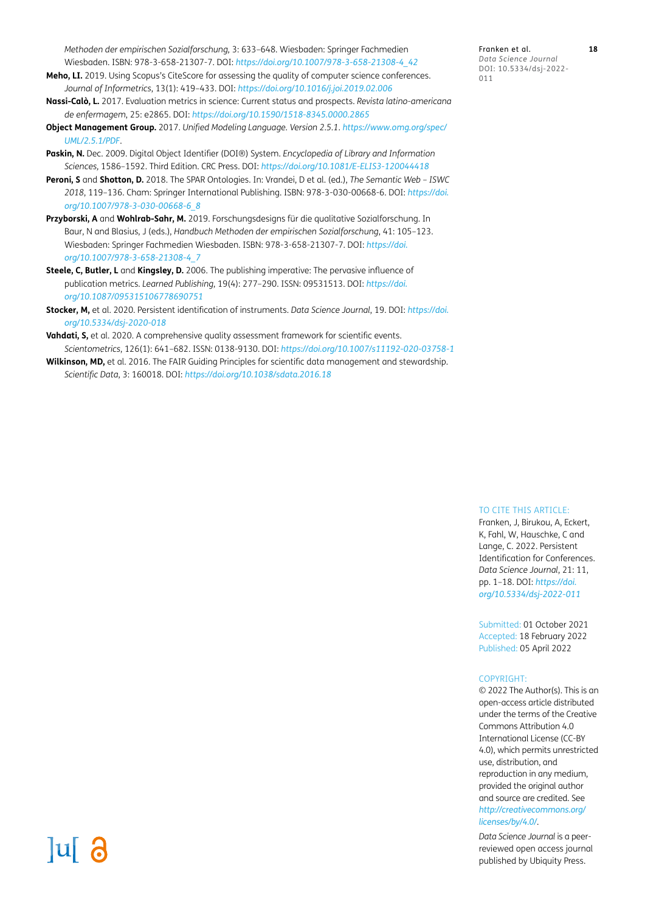*Methoden der empirischen Sozialforschung*, 3: 633–648. Wiesbaden: Springer Fachmedien Wiesbaden. ISBN: 978-3-658-21307-7. DOI: *https://doi.org/10.1007/978-3-658-21308-4_42*

**Meho, LI.** 2019. Using Scopus's CiteScore for assessing the quality of computer science conferences. *Journal of Informetrics*, 13(1): 419–433. DOI: *https://doi.org/10.1016/j.joi.2019.02.006*

**Nassi-Calò, L.** 2017. Evaluation metrics in science: Current status and prospects. *Revista latino-americana de enfermagem*, 25: e2865. DOI: *https://doi.org/10.1590/1518-8345.0000.2865*

**Object Management Group.** 2017. *Unified Modeling Language. Version 2.5.1*. *https://www.omg.org/spec/UML/2.5.1/PDF*.

**Paskin, N.** Dec. 2009. Digital Object Identifier (DOI®) System. *Encyclopedia of Library and Information Sciences*, 1586–1592. Third Edition. CRC Press. DOI: *https://doi.org/10.1081/E-ELIS3-120044418*

**Peroni, S** and **Shotton, D.** 2018. The SPAR Ontologies. In: Vrandei, D et al. (ed.), *The Semantic Web – ISWC 2018*, 119–136. Cham: Springer International Publishing. ISBN: 978-3-030-00668-6. DOI: *https://doi.org/10.1007/978-3-030-00668-6_8*

**Przyborski, A** and **Wohlrab-Sahr, M.** 2019. Forschungsdesigns für die qualitative Sozialforschung. In Baur, N and Blasius, J (eds.), *Handbuch Methoden der empirischen Sozialforschung*, 41: 105–123. Wiesbaden: Springer Fachmedien Wiesbaden. ISBN: 978-3-658-21307-7. DOI: *https://doi.org/10.1007/978-3-658-21308-4_7*

**Steele, C, Butler, L** and **Kingsley, D.** 2006. The publishing imperative: The pervasive influence of publication metrics. *Learned Publishing*, 19(4): 277–290. ISSN: 09531513. DOI: *https://doi.org/10.1087/095315106778690751*

**Stocker, M,** et al. 2020. Persistent identification of instruments. *Data Science Journal*, 19. DOI: *https://doi.org/10.5334/dsj-2020-018*

**Vahdati, S,** et al. 2020. A comprehensive quality assessment framework for scientific events. *Scientometrics*, 126(1): 641–682. ISSN: 0138-9130. DOI: *https://doi.org/10.1007/s11192-020-03758-1*

**Wilkinson, MD,** et al. 2016. The FAIR Guiding Principles for scientific data management and stewardship. *Scientific Data*, 3: 160018. DOI: *https://doi.org/10.1038/sdata.2016.18*

TO CITE THIS ARTICLE:

Franken, J, Birukou, A, Eckert, K, Fahl, W, Hauschke, C and Lange, C. 2022. Persistent Identification for Conferences. *Data Science Journal*, 21: 11, pp. 1–18. DOI: *https://doi.org/10.5334/dsj-2022-011*

Submitted: 01 October 2021
Accepted: 18 February 2022
Published: 05 April 2022

COPYRIGHT:

© 2022 The Author(s). This is an open-access article distributed under the terms of the Creative Commons Attribution 4.0 International License (CC-BY 4.0), which permits unrestricted use, distribution, and reproduction in any medium, provided the original author and source are credited. See *http://creativecommons.org/licenses/by/4.0/*.

*Data Science Journal* is a peer-reviewed open access journal published by Ubiquity Press.